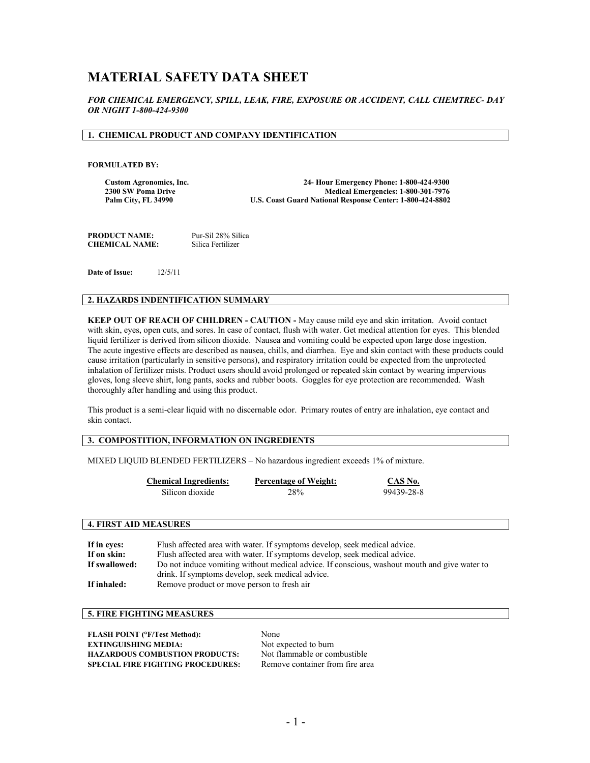# MATERIAL SAFETY DATA SHEET

***FOR CHEMICAL EMERGENCY, SPILL, LEAK, FIRE, EXPOSURE OR ACCIDENT, CALL CHEMTREC- DAY OR NIGHT 1-800-424-9300***

## 1. CHEMICAL PRODUCT AND COMPANY IDENTIFICATION

**FORMULATED BY:**

**Custom Agronomics, Inc.**
**2300 SW Poma Drive**
**Palm City, FL 34990**

**24- Hour Emergency Phone: 1-800-424-9300**
**Medical Emergencies: 1-800-301-7976**
**U.S. Coast Guard National Response Center: 1-800-424-8802**

**PRODUCT NAME:** Pur-Sil 28% Silica
**CHEMICAL NAME:** Silica Fertilizer

**Date of Issue:** 12/5/11

## 2. HAZARDS INDENTIFICATION SUMMARY

**KEEP OUT OF REACH OF CHILDREN - CAUTION -** May cause mild eye and skin irritation. Avoid contact with skin, eyes, open cuts, and sores. In case of contact, flush with water. Get medical attention for eyes. This blended liquid fertilizer is derived from silicon dioxide. Nausea and vomiting could be expected upon large dose ingestion. The acute ingestive effects are described as nausea, chills, and diarrhea. Eye and skin contact with these products could cause irritation (particularly in sensitive persons), and respiratory irritation could be expected from the unprotected inhalation of fertilizer mists. Product users should avoid prolonged or repeated skin contact by wearing impervious gloves, long sleeve shirt, long pants, socks and rubber boots. Goggles for eye protection are recommended. Wash thoroughly after handling and using this product.

This product is a semi-clear liquid with no discernable odor. Primary routes of entry are inhalation, eye contact and skin contact.

## 3. COMPOSTITION, INFORMATION ON INGREDIENTS

MIXED LIQUID BLENDED FERTILIZERS – No hazardous ingredient exceeds 1% of mixture.

| Chemical Ingredients: | Percentage of Weight: | CAS No. |
|---|---|---|
| Silicon dioxide | 28% | 99439-28-8 |

## 4. FIRST AID MEASURES

**If in eyes:** Flush affected area with water. If symptoms develop, seek medical advice.
**If on skin:** Flush affected area with water. If symptoms develop, seek medical advice.
**If swallowed:** Do not induce vomiting without medical advice. If conscious, washout mouth and give water to drink. If symptoms develop, seek medical advice.
**If inhaled:** Remove product or move person to fresh air

## 5. FIRE FIGHTING MEASURES

**FLASH POINT (°F/Test Method):** None
**EXTINGUISHING MEDIA:** Not expected to burn
**HAZARDOUS COMBUSTION PRODUCTS:** Not flammable or combustible
**SPECIAL FIRE FIGHTING PROCEDURES:** Remove container from fire area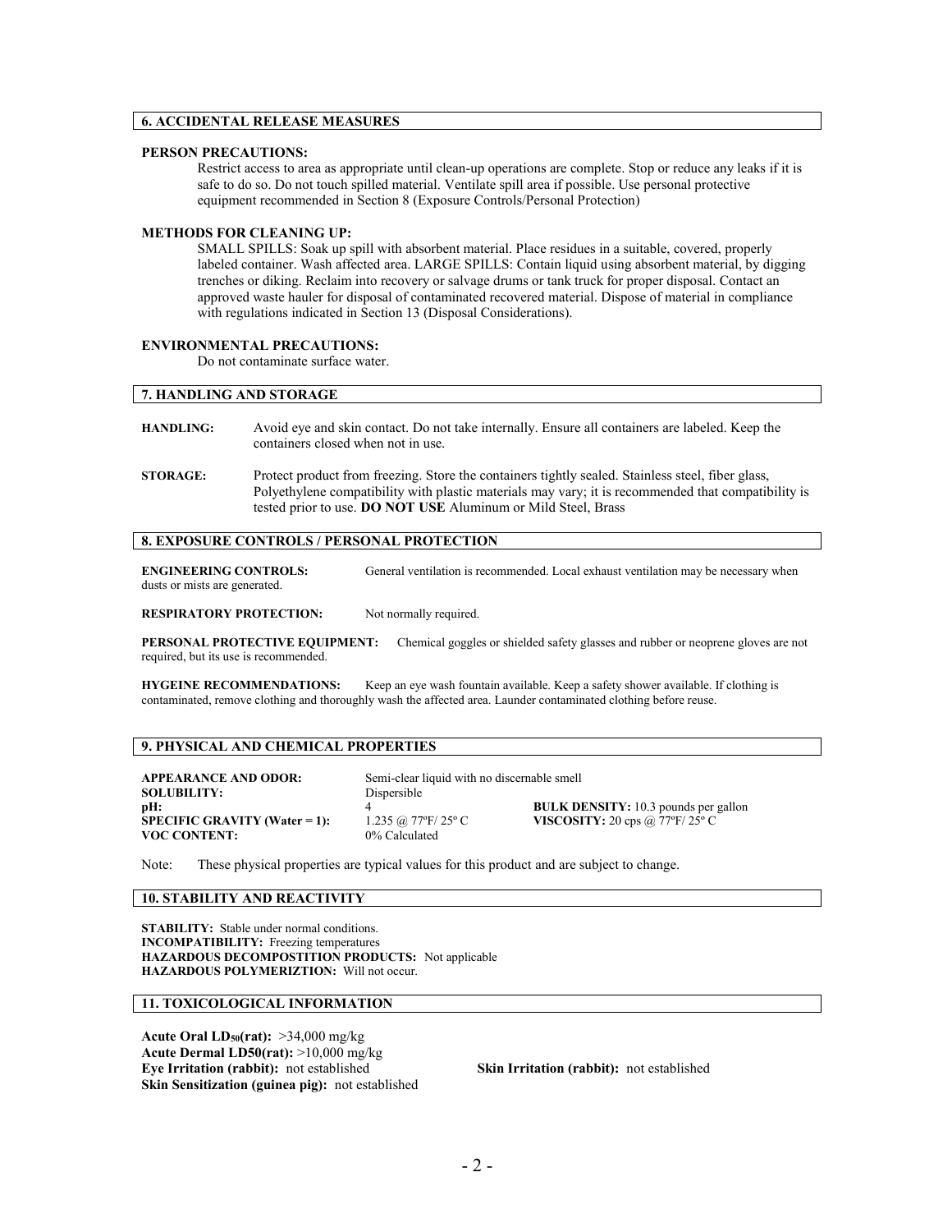## 6. ACCIDENTAL RELEASE MEASURES

**PERSON PRECAUTIONS:**

Restrict access to area as appropriate until clean-up operations are complete. Stop or reduce any leaks if it is safe to do so. Do not touch spilled material. Ventilate spill area if possible. Use personal protective equipment recommended in Section 8 (Exposure Controls/Personal Protection)

**METHODS FOR CLEANING UP:**

SMALL SPILLS: Soak up spill with absorbent material. Place residues in a suitable, covered, properly labeled container. Wash affected area. LARGE SPILLS: Contain liquid using absorbent material, by digging trenches or diking. Reclaim into recovery or salvage drums or tank truck for proper disposal. Contact an approved waste hauler for disposal of contaminated recovered material. Dispose of material in compliance with regulations indicated in Section 13 (Disposal Considerations).

**ENVIRONMENTAL PRECAUTIONS:**

Do not contaminate surface water.

## 7. HANDLING AND STORAGE

**HANDLING:** Avoid eye and skin contact. Do not take internally. Ensure all containers are labeled. Keep the containers closed when not in use.

**STORAGE:** Protect product from freezing. Store the containers tightly sealed. Stainless steel, fiber glass, Polyethylene compatibility with plastic materials may vary; it is recommended that compatibility is tested prior to use. **DO NOT USE** Aluminum or Mild Steel, Brass

## 8. EXPOSURE CONTROLS / PERSONAL PROTECTION

**ENGINEERING CONTROLS:** General ventilation is recommended. Local exhaust ventilation may be necessary when dusts or mists are generated.

**RESPIRATORY PROTECTION:** Not normally required.

**PERSONAL PROTECTIVE EQUIPMENT:** Chemical goggles or shielded safety glasses and rubber or neoprene gloves are not required, but its use is recommended.

**HYGEINE RECOMMENDATIONS:** Keep an eye wash fountain available. Keep a safety shower available. If clothing is contaminated, remove clothing and thoroughly wash the affected area. Launder contaminated clothing before reuse.

## 9. PHYSICAL AND CHEMICAL PROPERTIES

**APPEARANCE AND ODOR:** Semi-clear liquid with no discernable smell

**SOLUBILITY:** Dispersible

**pH:** 4

**SPECIFIC GRAVITY (Water = 1):** 1.235 @ 77ºF/ 25º C

**VOC CONTENT:** 0% Calculated

**BULK DENSITY:** 10.3 pounds per gallon

**VISCOSITY:** 20 cps @ 77ºF/ 25º C

Note: These physical properties are typical values for this product and are subject to change.

## 10. STABILITY AND REACTIVITY

**STABILITY:** Stable under normal conditions.
**INCOMPATIBILITY:** Freezing temperatures
**HAZARDOUS DECOMPOSTITION PRODUCTS:** Not applicable
**HAZARDOUS POLYMERIZTION:** Will not occur.

## 11. TOXICOLOGICAL INFORMATION

**Acute Oral $LD_{50}$(rat):** >34,000 mg/kg
**Acute Dermal LD50(rat):** >10,000 mg/kg
**Eye Irritation (rabbit):** not established
**Skin Irritation (rabbit):** not established
**Skin Sensitization (guinea pig):** not established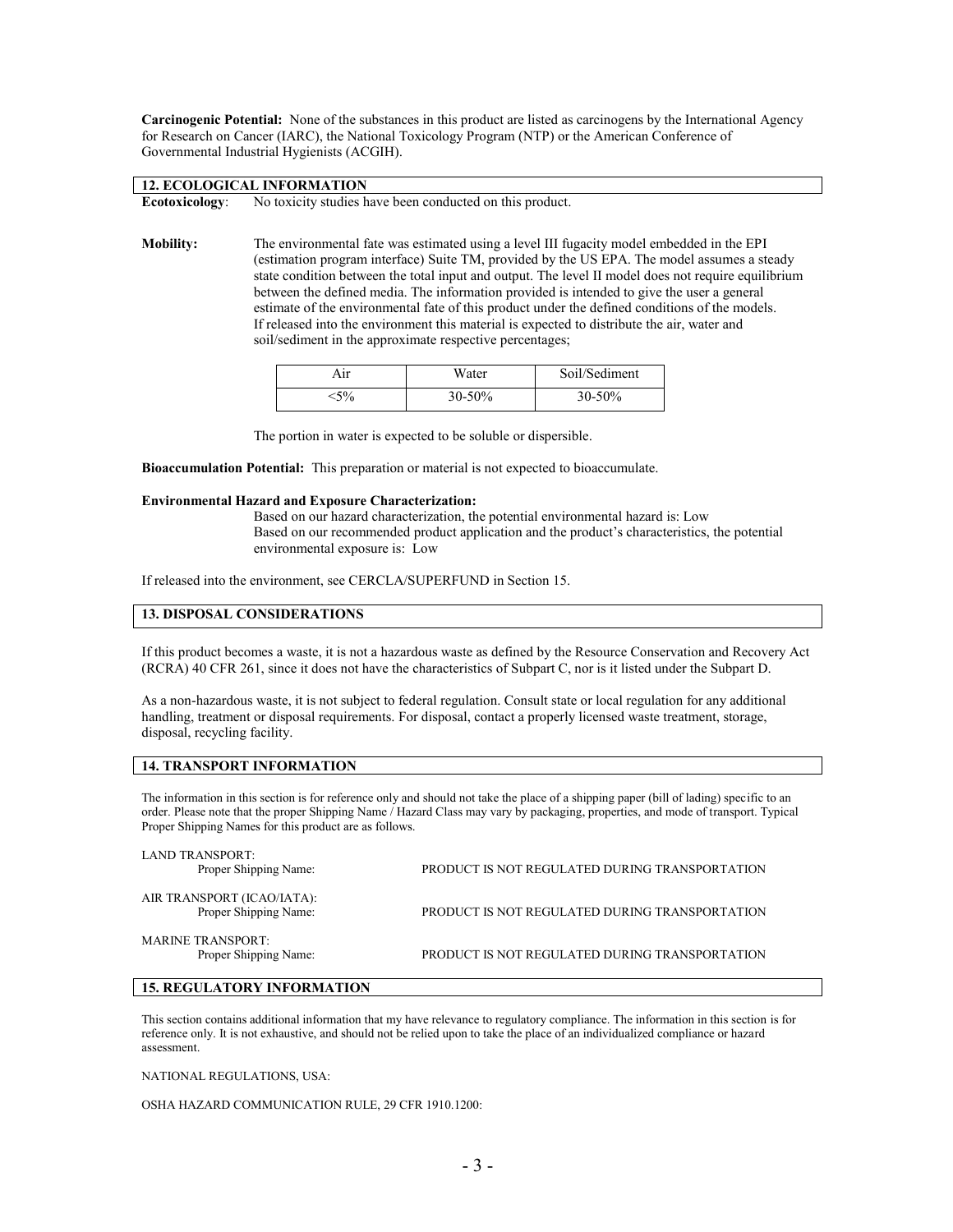**Carcinogenic Potential:** None of the substances in this product are listed as carcinogens by the International Agency for Research on Cancer (IARC), the National Toxicology Program (NTP) or the American Conference of Governmental Industrial Hygienists (ACGIH).

## 12. ECOLOGICAL INFORMATION

**Ecotoxicology**: No toxicity studies have been conducted on this product.

**Mobility:** The environmental fate was estimated using a level III fugacity model embedded in the EPI (estimation program interface) Suite TM, provided by the US EPA. The model assumes a steady state condition between the total input and output. The level II model does not require equilibrium between the defined media. The information provided is intended to give the user a general estimate of the environmental fate of this product under the defined conditions of the models. If released into the environment this material is expected to distribute the air, water and soil/sediment in the approximate respective percentages;

| Air | Water | Soil/Sediment |
|---|---|---|
| <5% | 30-50% | 30-50% |

The portion in water is expected to be soluble or dispersible.

**Bioaccumulation Potential:** This preparation or material is not expected to bioaccumulate.

**Environmental Hazard and Exposure Characterization:**

Based on our hazard characterization, the potential environmental hazard is: Low
Based on our recommended product application and the product's characteristics, the potential environmental exposure is: Low

If released into the environment, see CERCLA/SUPERFUND in Section 15.

## 13. DISPOSAL CONSIDERATIONS

If this product becomes a waste, it is not a hazardous waste as defined by the Resource Conservation and Recovery Act (RCRA) 40 CFR 261, since it does not have the characteristics of Subpart C, nor is it listed under the Subpart D.

As a non-hazardous waste, it is not subject to federal regulation. Consult state or local regulation for any additional handling, treatment or disposal requirements. For disposal, contact a properly licensed waste treatment, storage, disposal, recycling facility.

## 14. TRANSPORT INFORMATION

The information in this section is for reference only and should not take the place of a shipping paper (bill of lading) specific to an order. Please note that the proper Shipping Name / Hazard Class may vary by packaging, properties, and mode of transport. Typical Proper Shipping Names for this product are as follows.

LAND TRANSPORT:
Proper Shipping Name: PRODUCT IS NOT REGULATED DURING TRANSPORTATION

AIR TRANSPORT (ICAO/IATA):
Proper Shipping Name: PRODUCT IS NOT REGULATED DURING TRANSPORTATION

MARINE TRANSPORT:
Proper Shipping Name: PRODUCT IS NOT REGULATED DURING TRANSPORTATION

## 15. REGULATORY INFORMATION

This section contains additional information that my have relevance to regulatory compliance. The information in this section is for reference only. It is not exhaustive, and should not be relied upon to take the place of an individualized compliance or hazard assessment.

NATIONAL REGULATIONS, USA:

OSHA HAZARD COMMUNICATION RULE, 29 CFR 1910.1200: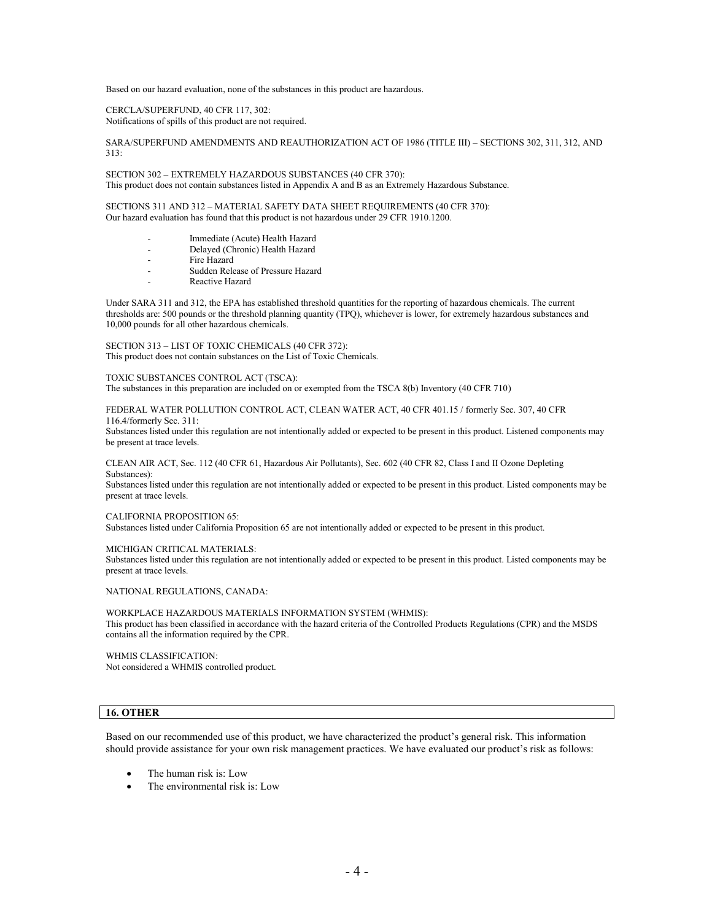Based on our hazard evaluation, none of the substances in this product are hazardous.

CERCLA/SUPERFUND, 40 CFR 117, 302:
Notifications of spills of this product are not required.

SARA/SUPERFUND AMENDMENTS AND REAUTHORIZATION ACT OF 1986 (TITLE III) – SECTIONS 302, 311, 312, AND 313:

SECTION 302 – EXTREMELY HAZARDOUS SUBSTANCES (40 CFR 370):
This product does not contain substances listed in Appendix A and B as an Extremely Hazardous Substance.

SECTIONS 311 AND 312 – MATERIAL SAFETY DATA SHEET REQUIREMENTS (40 CFR 370):
Our hazard evaluation has found that this product is not hazardous under 29 CFR 1910.1200.

- Immediate (Acute) Health Hazard
- Delayed (Chronic) Health Hazard
- Fire Hazard
- Sudden Release of Pressure Hazard
- Reactive Hazard

Under SARA 311 and 312, the EPA has established threshold quantities for the reporting of hazardous chemicals. The current thresholds are: 500 pounds or the threshold planning quantity (TPQ), whichever is lower, for extremely hazardous substances and 10,000 pounds for all other hazardous chemicals.

SECTION 313 – LIST OF TOXIC CHEMICALS (40 CFR 372):
This product does not contain substances on the List of Toxic Chemicals.

TOXIC SUBSTANCES CONTROL ACT (TSCA):
The substances in this preparation are included on or exempted from the TSCA 8(b) Inventory (40 CFR 710)

FEDERAL WATER POLLUTION CONTROL ACT, CLEAN WATER ACT, 40 CFR 401.15 / formerly Sec. 307, 40 CFR 116.4/formerly Sec. 311:
Substances listed under this regulation are not intentionally added or expected to be present in this product. Listened components may be present at trace levels.

CLEAN AIR ACT, Sec. 112 (40 CFR 61, Hazardous Air Pollutants), Sec. 602 (40 CFR 82, Class I and II Ozone Depleting Substances):
Substances listed under this regulation are not intentionally added or expected to be present in this product. Listed components may be present at trace levels.

CALIFORNIA PROPOSITION 65:
Substances listed under California Proposition 65 are not intentionally added or expected to be present in this product.

MICHIGAN CRITICAL MATERIALS:
Substances listed under this regulation are not intentionally added or expected to be present in this product. Listed components may be present at trace levels.

NATIONAL REGULATIONS, CANADA:

WORKPLACE HAZARDOUS MATERIALS INFORMATION SYSTEM (WHMIS):
This product has been classified in accordance with the hazard criteria of the Controlled Products Regulations (CPR) and the MSDS contains all the information required by the CPR.

WHMIS CLASSIFICATION:
Not considered a WHMIS controlled product.

## 16. OTHER

Based on our recommended use of this product, we have characterized the product's general risk. This information should provide assistance for your own risk management practices. We have evaluated our product's risk as follows:

- The human risk is: Low
- The environmental risk is: Low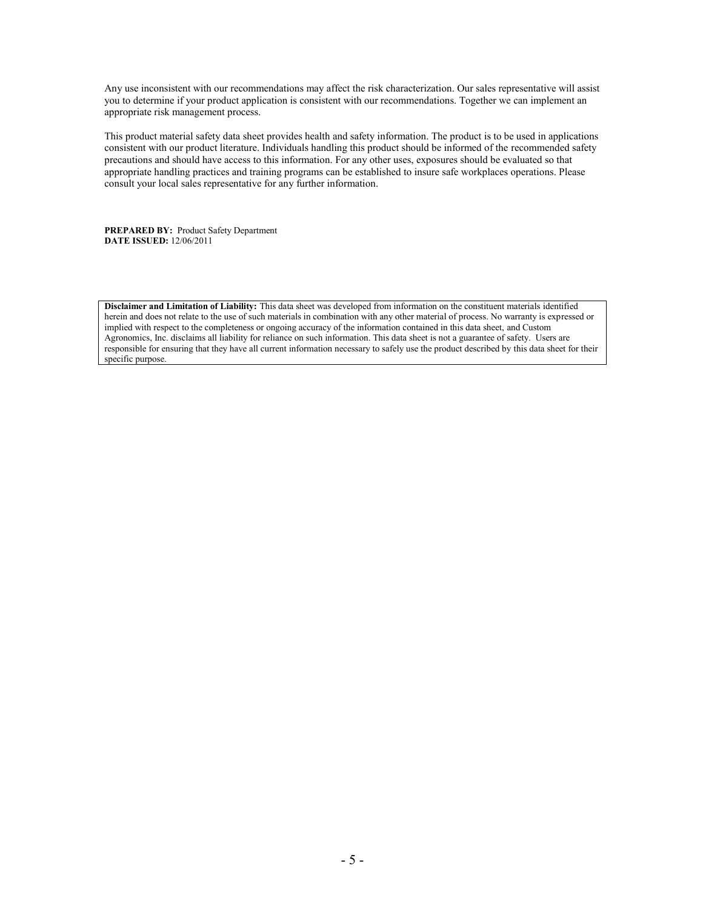Any use inconsistent with our recommendations may affect the risk characterization. Our sales representative will assist you to determine if your product application is consistent with our recommendations. Together we can implement an appropriate risk management process.

This product material safety data sheet provides health and safety information. The product is to be used in applications consistent with our product literature. Individuals handling this product should be informed of the recommended safety precautions and should have access to this information. For any other uses, exposures should be evaluated so that appropriate handling practices and training programs can be established to insure safe workplaces operations. Please consult your local sales representative for any further information.

**PREPARED BY:** Product Safety Department
**DATE ISSUED:** 12/06/2011

**Disclaimer and Limitation of Liability:** This data sheet was developed from information on the constituent materials identified herein and does not relate to the use of such materials in combination with any other material of process. No warranty is expressed or implied with respect to the completeness or ongoing accuracy of the information contained in this data sheet, and Custom Agronomics, Inc. disclaims all liability for reliance on such information. This data sheet is not a guarantee of safety. Users are responsible for ensuring that they have all current information necessary to safely use the product described by this data sheet for their specific purpose.